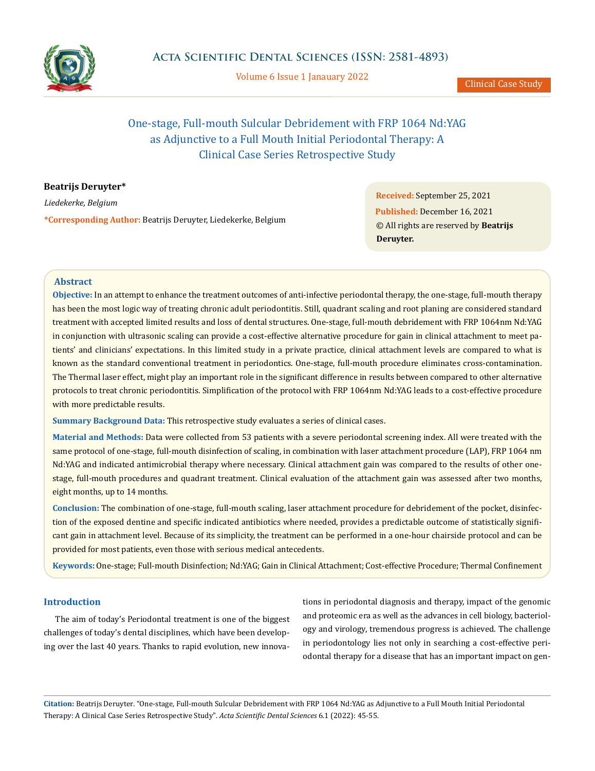Clinical Case Study

# One-stage, Full-mouth Sulcular Debridement with FRP 1064 Nd:YAG as Adjunctive to a Full Mouth Initial Periodontal Therapy: A Clinical Case Series Retrospective Study

**Beatrijs Deruyter***

*Liedekerke, Belgium*

***Corresponding Author:** Beatrijs Deruyter, Liedekerke, Belgium

**Received:** September 25, 2021
**Published:** December 16, 2021
© All rights are reserved by **Beatrijs Deruyter.**

## Abstract

**Objective:** In an attempt to enhance the treatment outcomes of anti-infective periodontal therapy, the one-stage, full-mouth therapy has been the most logic way of treating chronic adult periodontitis. Still, quadrant scaling and root planing are considered standard treatment with accepted limited results and loss of dental structures. One-stage, full-mouth debridement with FRP 1064nm Nd:YAG in conjunction with ultrasonic scaling can provide a cost-effective alternative procedure for gain in clinical attachment to meet patients' and clinicians' expectations. In this limited study in a private practice, clinical attachment levels are compared to what is known as the standard conventional treatment in periodontics. One-stage, full-mouth procedure eliminates cross-contamination. The Thermal laser effect, might play an important role in the significant difference in results between compared to other alternative protocols to treat chronic periodontitis. Simplification of the protocol with FRP 1064nm Nd:YAG leads to a cost-effective procedure with more predictable results.

**Summary Background Data:** This retrospective study evaluates a series of clinical cases.

**Material and Methods:** Data were collected from 53 patients with a severe periodontal screening index. All were treated with the same protocol of one-stage, full-mouth disinfection of scaling, in combination with laser attachment procedure (LAP), FRP 1064 nm Nd:YAG and indicated antimicrobial therapy where necessary. Clinical attachment gain was compared to the results of other one-stage, full-mouth procedures and quadrant treatment. Clinical evaluation of the attachment gain was assessed after two months, eight months, up to 14 months.

**Conclusion:** The combination of one-stage, full-mouth scaling, laser attachment procedure for debridement of the pocket, disinfection of the exposed dentine and specific indicated antibiotics where needed, provides a predictable outcome of statistically significant gain in attachment level. Because of its simplicity, the treatment can be performed in a one-hour chairside protocol and can be provided for most patients, even those with serious medical antecedents.

**Keywords:** One-stage; Full-mouth Disinfection; Nd:YAG; Gain in Clinical Attachment; Cost-effective Procedure; Thermal Confinement

## Introduction

The aim of today's Periodontal treatment is one of the biggest challenges of today's dental disciplines, which have been developing over the last 40 years. Thanks to rapid evolution, new innovations in periodontal diagnosis and therapy, impact of the genomic and proteomic era as well as the advances in cell biology, bacteriology and virology, tremendous progress is achieved. The challenge in periodontology lies not only in searching a cost-effective periodontal therapy for a disease that has an important impact on gen-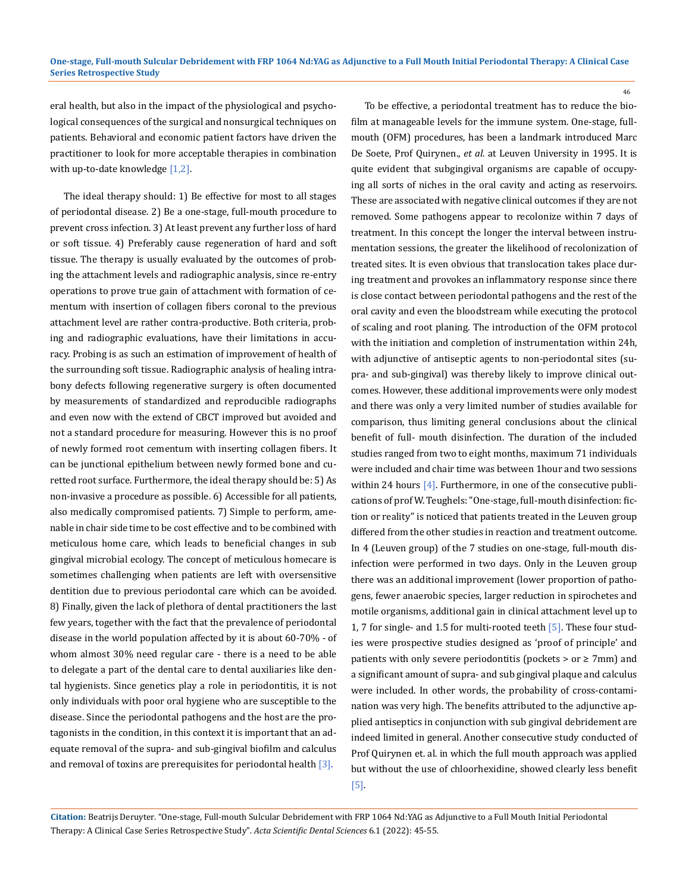eral health, but also in the impact of the physiological and psychological consequences of the surgical and nonsurgical techniques on patients. Behavioral and economic patient factors have driven the practitioner to look for more acceptable therapies in combination with up-to-date knowledge [1,2].

The ideal therapy should: 1) Be effective for most to all stages of periodontal disease. 2) Be a one-stage, full-mouth procedure to prevent cross infection. 3) At least prevent any further loss of hard or soft tissue. 4) Preferably cause regeneration of hard and soft tissue. The therapy is usually evaluated by the outcomes of probing the attachment levels and radiographic analysis, since re-entry operations to prove true gain of attachment with formation of cementum with insertion of collagen fibers coronal to the previous attachment level are rather contra-productive. Both criteria, probing and radiographic evaluations, have their limitations in accuracy. Probing is as such an estimation of improvement of health of the surrounding soft tissue. Radiographic analysis of healing intrabony defects following regenerative surgery is often documented by measurements of standardized and reproducible radiographs and even now with the extend of CBCT improved but avoided and not a standard procedure for measuring. However this is no proof of newly formed root cementum with inserting collagen fibers. It can be junctional epithelium between newly formed bone and curetted root surface. Furthermore, the ideal therapy should be: 5) As non-invasive a procedure as possible. 6) Accessible for all patients, also medically compromised patients. 7) Simple to perform, amenable in chair side time to be cost effective and to be combined with meticulous home care, which leads to beneficial changes in sub gingival microbial ecology. The concept of meticulous homecare is sometimes challenging when patients are left with oversensitive dentition due to previous periodontal care which can be avoided. 8) Finally, given the lack of plethora of dental practitioners the last few years, together with the fact that the prevalence of periodontal disease in the world population affected by it is about 60-70% - of whom almost 30% need regular care - there is a need to be able to delegate a part of the dental care to dental auxiliaries like dental hygienists. Since genetics play a role in periodontitis, it is not only individuals with poor oral hygiene who are susceptible to the disease. Since the periodontal pathogens and the host are the protagonists in the condition, in this context it is important that an adequate removal of the supra- and sub-gingival biofilm and calculus and removal of toxins are prerequisites for periodontal health [3].

To be effective, a periodontal treatment has to reduce the biofilm at manageable levels for the immune system. One-stage, full-mouth (OFM) procedures, has been a landmark introduced Marc De Soete, Prof Quirynen., *et al.* at Leuven University in 1995. It is quite evident that subgingival organisms are capable of occupying all sorts of niches in the oral cavity and acting as reservoirs. These are associated with negative clinical outcomes if they are not removed. Some pathogens appear to recolonize within 7 days of treatment. In this concept the longer the interval between instrumentation sessions, the greater the likelihood of recolonization of treated sites. It is even obvious that translocation takes place during treatment and provokes an inflammatory response since there is close contact between periodontal pathogens and the rest of the oral cavity and even the bloodstream while executing the protocol of scaling and root planing. The introduction of the OFM protocol with the initiation and completion of instrumentation within 24h, with adjunctive of antiseptic agents to non-periodontal sites (supra- and sub-gingival) was thereby likely to improve clinical outcomes. However, these additional improvements were only modest and there was only a very limited number of studies available for comparison, thus limiting general conclusions about the clinical benefit of full- mouth disinfection. The duration of the included studies ranged from two to eight months, maximum 71 individuals were included and chair time was between 1hour and two sessions within 24 hours [4]. Furthermore, in one of the consecutive publications of prof W. Teughels: "One-stage, full-mouth disinfection: fiction or reality" is noticed that patients treated in the Leuven group differed from the other studies in reaction and treatment outcome. In 4 (Leuven group) of the 7 studies on one-stage, full-mouth disinfection were performed in two days. Only in the Leuven group there was an additional improvement (lower proportion of pathogens, fewer anaerobic species, larger reduction in spirochetes and motile organisms, additional gain in clinical attachment level up to 1, 7 for single- and 1.5 for multi-rooted teeth [5]. These four studies were prospective studies designed as 'proof of principle' and patients with only severe periodontitis (pockets > or ≥ 7mm) and a significant amount of supra- and sub gingival plaque and calculus were included. In other words, the probability of cross-contamination was very high. The benefits attributed to the adjunctive applied antiseptics in conjunction with sub gingival debridement are indeed limited in general. Another consecutive study conducted of Prof Quirynen et. al. in which the full mouth approach was applied but without the use of chloorhexidine, showed clearly less benefit [5].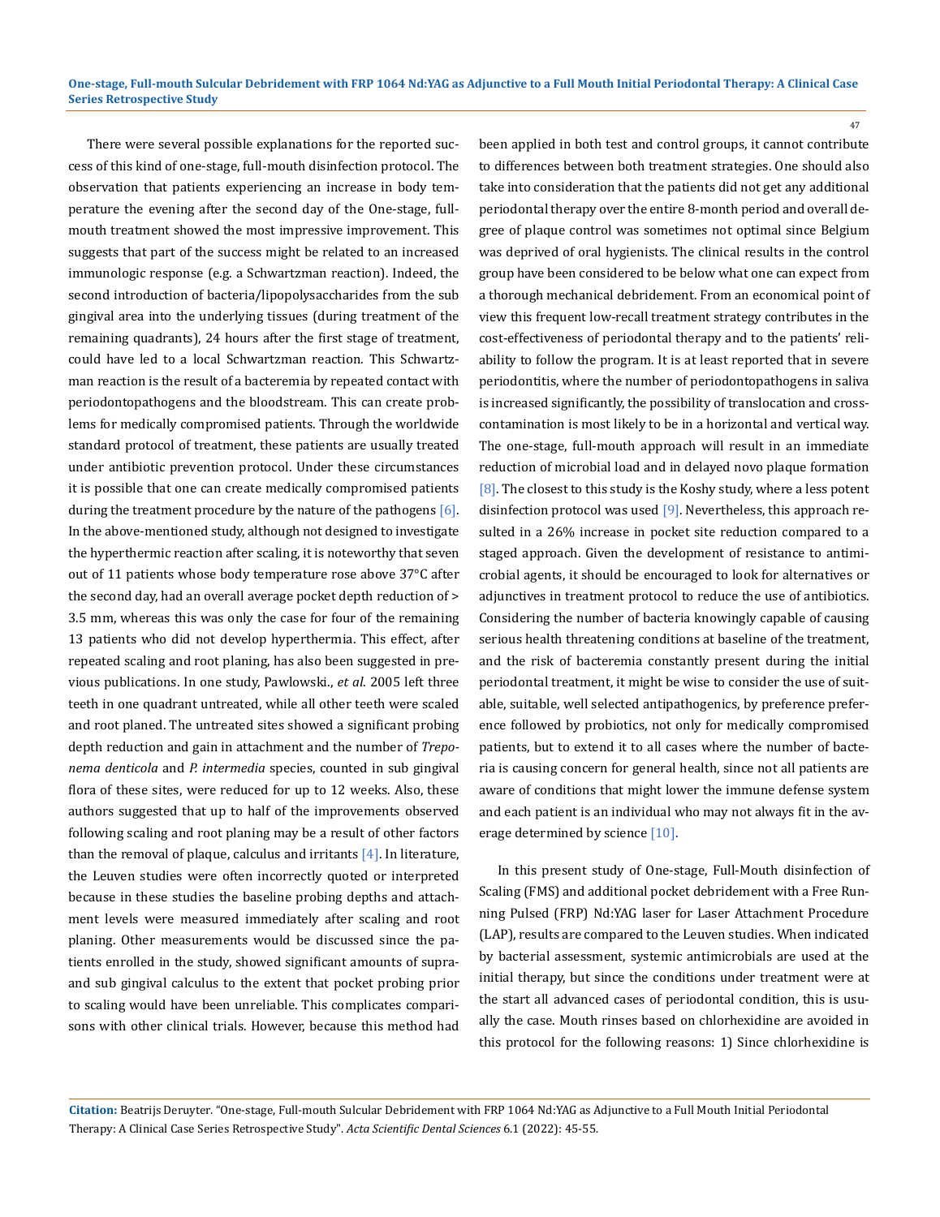There were several possible explanations for the reported success of this kind of one-stage, full-mouth disinfection protocol. The observation that patients experiencing an increase in body temperature the evening after the second day of the One-stage, full-mouth treatment showed the most impressive improvement. This suggests that part of the success might be related to an increased immunologic response (e.g. a Schwartzman reaction). Indeed, the second introduction of bacteria/lipopolysaccharides from the sub gingival area into the underlying tissues (during treatment of the remaining quadrants), 24 hours after the first stage of treatment, could have led to a local Schwartzman reaction. This Schwartzman reaction is the result of a bacteremia by repeated contact with periodontopathogens and the bloodstream. This can create problems for medically compromised patients. Through the worldwide standard protocol of treatment, these patients are usually treated under antibiotic prevention protocol. Under these circumstances it is possible that one can create medically compromised patients during the treatment procedure by the nature of the pathogens [6]. In the above-mentioned study, although not designed to investigate the hyperthermic reaction after scaling, it is noteworthy that seven out of 11 patients whose body temperature rose above 37°C after the second day, had an overall average pocket depth reduction of > 3.5 mm, whereas this was only the case for four of the remaining 13 patients who did not develop hyperthermia. This effect, after repeated scaling and root planing, has also been suggested in previous publications. In one study, Pawlowski., *et al.* 2005 left three teeth in one quadrant untreated, while all other teeth were scaled and root planed. The untreated sites showed a significant probing depth reduction and gain in attachment and the number of *Treponema denticola* and *P. intermedia* species, counted in sub gingival flora of these sites, were reduced for up to 12 weeks. Also, these authors suggested that up to half of the improvements observed following scaling and root planing may be a result of other factors than the removal of plaque, calculus and irritants [4]. In literature, the Leuven studies were often incorrectly quoted or interpreted because in these studies the baseline probing depths and attachment levels were measured immediately after scaling and root planing. Other measurements would be discussed since the patients enrolled in the study, showed significant amounts of supra- and sub gingival calculus to the extent that pocket probing prior to scaling would have been unreliable. This complicates comparisons with other clinical trials. However, because this method had been applied in both test and control groups, it cannot contribute to differences between both treatment strategies. One should also take into consideration that the patients did not get any additional periodontal therapy over the entire 8-month period and overall degree of plaque control was sometimes not optimal since Belgium was deprived of oral hygienists. The clinical results in the control group have been considered to be below what one can expect from a thorough mechanical debridement. From an economical point of view this frequent low-recall treatment strategy contributes in the cost-effectiveness of periodontal therapy and to the patients' reliability to follow the program. It is at least reported that in severe periodontitis, where the number of periodontopathogens in saliva is increased significantly, the possibility of translocation and cross-contamination is most likely to be in a horizontal and vertical way. The one-stage, full-mouth approach will result in an immediate reduction of microbial load and in delayed novo plaque formation [8]. The closest to this study is the Koshy study, where a less potent disinfection protocol was used [9]. Nevertheless, this approach resulted in a 26% increase in pocket site reduction compared to a staged approach. Given the development of resistance to antimicrobial agents, it should be encouraged to look for alternatives or adjunctives in treatment protocol to reduce the use of antibiotics. Considering the number of bacteria knowingly capable of causing serious health threatening conditions at baseline of the treatment, and the risk of bacteremia constantly present during the initial periodontal treatment, it might be wise to consider the use of suitable, suitable, well selected antipathogenics, by preference preference followed by probiotics, not only for medically compromised patients, but to extend it to all cases where the number of bacteria is causing concern for general health, since not all patients are aware of conditions that might lower the immune defense system and each patient is an individual who may not always fit in the average determined by science [10].

In this present study of One-stage, Full-Mouth disinfection of Scaling (FMS) and additional pocket debridement with a Free Running Pulsed (FRP) Nd:YAG laser for Laser Attachment Procedure (LAP), results are compared to the Leuven studies. When indicated by bacterial assessment, systemic antimicrobials are used at the initial therapy, but since the conditions under treatment were at the start all advanced cases of periodontal condition, this is usually the case. Mouth rinses based on chlorhexidine are avoided in this protocol for the following reasons: 1) Since chlorhexidine is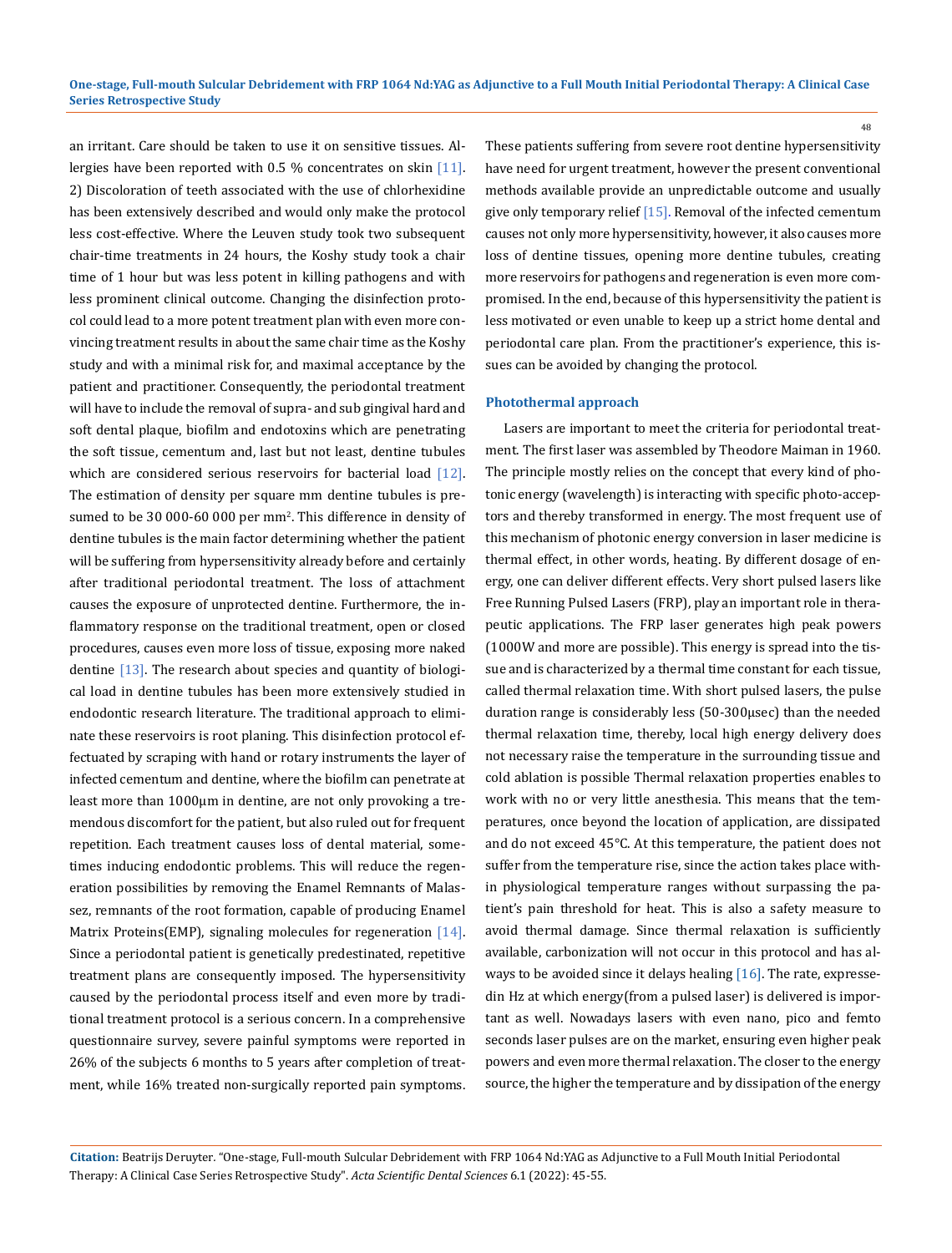an irritant. Care should be taken to use it on sensitive tissues. Allergies have been reported with 0.5 % concentrates on skin [11]. 2) Discoloration of teeth associated with the use of chlorhexidine has been extensively described and would only make the protocol less cost-effective. Where the Leuven study took two subsequent chair-time treatments in 24 hours, the Koshy study took a chair time of 1 hour but was less potent in killing pathogens and with less prominent clinical outcome. Changing the disinfection protocol could lead to a more potent treatment plan with even more convincing treatment results in about the same chair time as the Koshy study and with a minimal risk for, and maximal acceptance by the patient and practitioner. Consequently, the periodontal treatment will have to include the removal of supra- and sub gingival hard and soft dental plaque, biofilm and endotoxins which are penetrating the soft tissue, cementum and, last but not least, dentine tubules which are considered serious reservoirs for bacterial load [12]. The estimation of density per square mm dentine tubules is presumed to be 30 000-60 000 per mm$^2$. This difference in density of dentine tubules is the main factor determining whether the patient will be suffering from hypersensitivity already before and certainly after traditional periodontal treatment. The loss of attachment causes the exposure of unprotected dentine. Furthermore, the inflammatory response on the traditional treatment, open or closed procedures, causes even more loss of tissue, exposing more naked dentine [13]. The research about species and quantity of biological load in dentine tubules has been more extensively studied in endodontic research literature. The traditional approach to eliminate these reservoirs is root planing. This disinfection protocol effectuated by scraping with hand or rotary instruments the layer of infected cementum and dentine, where the biofilm can penetrate at least more than 1000µm in dentine, are not only provoking a tremendous discomfort for the patient, but also ruled out for frequent repetition. Each treatment causes loss of dental material, sometimes inducing endodontic problems. This will reduce the regeneration possibilities by removing the Enamel Remnants of Malassez, remnants of the root formation, capable of producing Enamel Matrix Proteins(EMP), signaling molecules for regeneration [14]. Since a periodontal patient is genetically predestinated, repetitive treatment plans are consequently imposed. The hypersensitivity caused by the periodontal process itself and even more by traditional treatment protocol is a serious concern. In a comprehensive questionnaire survey, severe painful symptoms were reported in 26% of the subjects 6 months to 5 years after completion of treatment, while 16% treated non-surgically reported pain symptoms. These patients suffering from severe root dentine hypersensitivity have need for urgent treatment, however the present conventional methods available provide an unpredictable outcome and usually give only temporary relief [15]. Removal of the infected cementum causes not only more hypersensitivity, however, it also causes more loss of dentine tissues, opening more dentine tubules, creating more reservoirs for pathogens and regeneration is even more compromised. In the end, because of this hypersensitivity the patient is less motivated or even unable to keep up a strict home dental and periodontal care plan. From the practitioner's experience, this issues can be avoided by changing the protocol.

## Photothermal approach

Lasers are important to meet the criteria for periodontal treatment. The first laser was assembled by Theodore Maiman in 1960. The principle mostly relies on the concept that every kind of photonic energy (wavelength) is interacting with specific photo-acceptors and thereby transformed in energy. The most frequent use of this mechanism of photonic energy conversion in laser medicine is thermal effect, in other words, heating. By different dosage of energy, one can deliver different effects. Very short pulsed lasers like Free Running Pulsed Lasers (FRP), play an important role in therapeutic applications. The FRP laser generates high peak powers (1000W and more are possible). This energy is spread into the tissue and is characterized by a thermal time constant for each tissue, called thermal relaxation time. With short pulsed lasers, the pulse duration range is considerably less (50-300µsec) than the needed thermal relaxation time, thereby, local high energy delivery does not necessary raise the temperature in the surrounding tissue and cold ablation is possible Thermal relaxation properties enables to work with no or very little anesthesia. This means that the temperatures, once beyond the location of application, are dissipated and do not exceed 45°C. At this temperature, the patient does not suffer from the temperature rise, since the action takes place within physiological temperature ranges without surpassing the patient's pain threshold for heat. This is also a safety measure to avoid thermal damage. Since thermal relaxation is sufficiently available, carbonization will not occur in this protocol and has always to be avoided since it delays healing [16]. The rate, expressedin Hz at which energy(from a pulsed laser) is delivered is important as well. Nowadays lasers with even nano, pico and femto seconds laser pulses are on the market, ensuring even higher peak powers and even more thermal relaxation. The closer to the energy source, the higher the temperature and by dissipation of the energy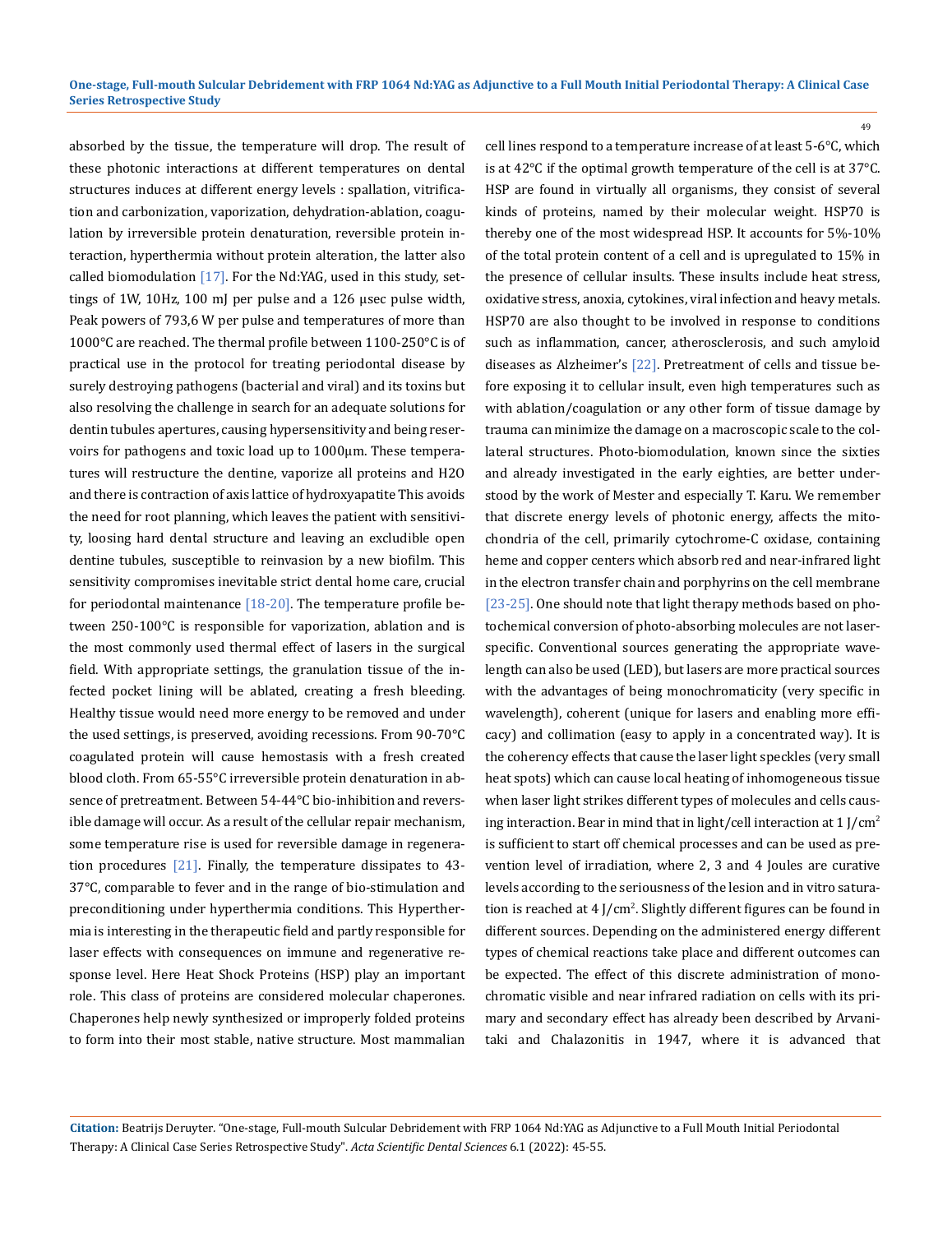absorbed by the tissue, the temperature will drop. The result of these photonic interactions at different temperatures on dental structures induces at different energy levels : spallation, vitrification and carbonization, vaporization, dehydration-ablation, coagulation by irreversible protein denaturation, reversible protein interaction, hyperthermia without protein alteration, the latter also called biomodulation [17]. For the Nd:YAG, used in this study, settings of 1W, 10Hz, 100 mJ per pulse and a 126 µsec pulse width, Peak powers of 793,6 W per pulse and temperatures of more than 1000°C are reached. The thermal profile between 1100-250°C is of practical use in the protocol for treating periodontal disease by surely destroying pathogens (bacterial and viral) and its toxins but also resolving the challenge in search for an adequate solutions for dentin tubules apertures, causing hypersensitivity and being reservoirs for pathogens and toxic load up to 1000µm. These temperatures will restructure the dentine, vaporize all proteins and H2O and there is contraction of axis lattice of hydroxyapatite This avoids the need for root planning, which leaves the patient with sensitivity, loosing hard dental structure and leaving an excludible open dentine tubules, susceptible to reinvasion by a new biofilm. This sensitivity compromises inevitable strict dental home care, crucial for periodontal maintenance [18-20]. The temperature profile between 250-100°C is responsible for vaporization, ablation and is the most commonly used thermal effect of lasers in the surgical field. With appropriate settings, the granulation tissue of the infected pocket lining will be ablated, creating a fresh bleeding. Healthy tissue would need more energy to be removed and under the used settings, is preserved, avoiding recessions. From 90-70°C coagulated protein will cause hemostasis with a fresh created blood cloth. From 65-55°C irreversible protein denaturation in absence of pretreatment. Between 54-44°C bio-inhibition and reversible damage will occur. As a result of the cellular repair mechanism, some temperature rise is used for reversible damage in regeneration procedures [21]. Finally, the temperature dissipates to 43-37°C, comparable to fever and in the range of bio-stimulation and preconditioning under hyperthermia conditions. This Hyperthermia is interesting in the therapeutic field and partly responsible for laser effects with consequences on immune and regenerative response level. Here Heat Shock Proteins (HSP) play an important role. This class of proteins are considered molecular chaperones. Chaperones help newly synthesized or improperly folded proteins to form into their most stable, native structure. Most mammalian cell lines respond to a temperature increase of at least 5-6°C, which is at 42°C if the optimal growth temperature of the cell is at 37°C. HSP are found in virtually all organisms, they consist of several kinds of proteins, named by their molecular weight. HSP70 is thereby one of the most widespread HSP. It accounts for 5%-10% of the total protein content of a cell and is upregulated to 15% in the presence of cellular insults. These insults include heat stress, oxidative stress, anoxia, cytokines, viral infection and heavy metals. HSP70 are also thought to be involved in response to conditions such as inflammation, cancer, atherosclerosis, and such amyloid diseases as Alzheimer's [22]. Pretreatment of cells and tissue before exposing it to cellular insult, even high temperatures such as with ablation/coagulation or any other form of tissue damage by trauma can minimize the damage on a macroscopic scale to the collateral structures. Photo-biomodulation, known since the sixties and already investigated in the early eighties, are better understood by the work of Mester and especially T. Karu. We remember that discrete energy levels of photonic energy, affects the mitochondria of the cell, primarily cytochrome-C oxidase, containing heme and copper centers which absorb red and near-infrared light in the electron transfer chain and porphyrins on the cell membrane [23-25]. One should note that light therapy methods based on photochemical conversion of photo-absorbing molecules are not laser-specific. Conventional sources generating the appropriate wavelength can also be used (LED), but lasers are more practical sources with the advantages of being monochromaticity (very specific in wavelength), coherent (unique for lasers and enabling more efficacy) and collimation (easy to apply in a concentrated way). It is the coherency effects that cause the laser light speckles (very small heat spots) which can cause local heating of inhomogeneous tissue when laser light strikes different types of molecules and cells causing interaction. Bear in mind that in light/cell interaction at 1 J/cm$^2$ is sufficient to start off chemical processes and can be used as prevention level of irradiation, where 2, 3 and 4 Joules are curative levels according to the seriousness of the lesion and in vitro saturation is reached at 4 J/cm$^2$. Slightly different figures can be found in different sources. Depending on the administered energy different types of chemical reactions take place and different outcomes can be expected. The effect of this discrete administration of monochromatic visible and near infrared radiation on cells with its primary and secondary effect has already been described by Arvanitaki and Chalazonitis in 1947, where it is advanced that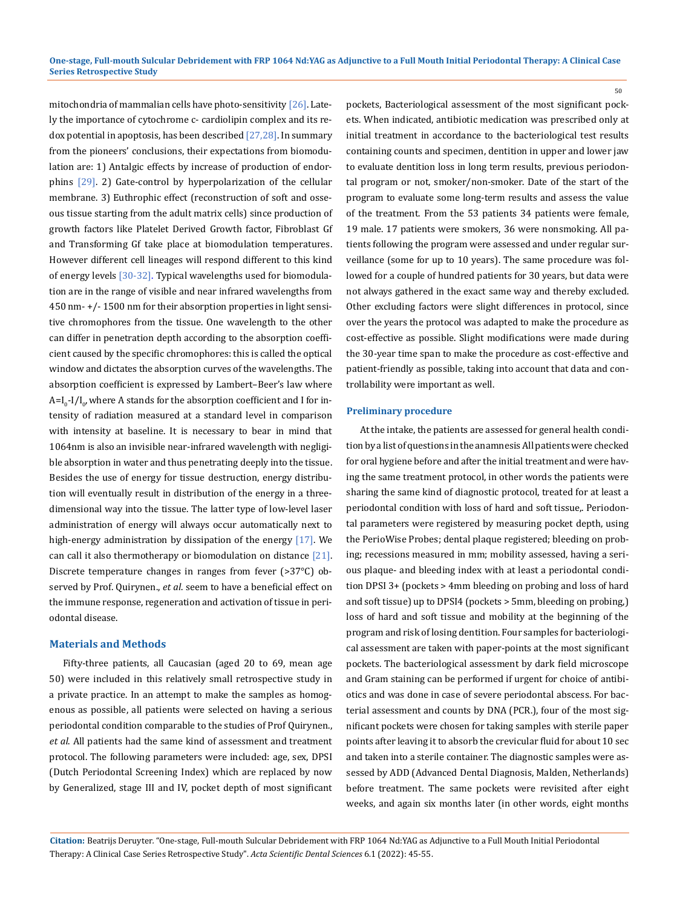mitochondria of mammalian cells have photo-sensitivity [26]. Lately the importance of cytochrome c- cardiolipin complex and its redox potential in apoptosis, has been described [27,28]. In summary from the pioneers' conclusions, their expectations from biomodulation are: 1) Antalgic effects by increase of production of endorphins [29]. 2) Gate-control by hyperpolarization of the cellular membrane. 3) Euthrophic effect (reconstruction of soft and osseous tissue starting from the adult matrix cells) since production of growth factors like Platelet Derived Growth factor, Fibroblast Gf and Transforming Gf take place at biomodulation temperatures. However different cell lineages will respond different to this kind of energy levels [30-32]. Typical wavelengths used for biomodulation are in the range of visible and near infrared wavelengths from 450 nm- +/- 1500 nm for their absorption properties in light sensitive chromophores from the tissue. One wavelength to the other can differ in penetration depth according to the absorption coefficient caused by the specific chromophores: this is called the optical window and dictates the absorption curves of the wavelengths. The absorption coefficient is expressed by Lambert–Beer's law where $A=I_0-I/I_0$, where A stands for the absorption coefficient and I for intensity of radiation measured at a standard level in comparison with intensity at baseline. It is necessary to bear in mind that 1064nm is also an invisible near-infrared wavelength with negligible absorption in water and thus penetrating deeply into the tissue. Besides the use of energy for tissue destruction, energy distribution will eventually result in distribution of the energy in a three-dimensional way into the tissue. The latter type of low-level laser administration of energy will always occur automatically next to high-energy administration by dissipation of the energy [17]. We can call it also thermotherapy or biomodulation on distance [21]. Discrete temperature changes in ranges from fever (>37°C) observed by Prof. Quirynen., *et al*. seem to have a beneficial effect on the immune response, regeneration and activation of tissue in periodontal disease.

## Materials and Methods

Fifty-three patients, all Caucasian (aged 20 to 69, mean age 50) were included in this relatively small retrospective study in a private practice. In an attempt to make the samples as homogenous as possible, all patients were selected on having a serious periodontal condition comparable to the studies of Prof Quirynen., *et al*. All patients had the same kind of assessment and treatment protocol. The following parameters were included: age, sex, DPSI (Dutch Periodontal Screening Index) which are replaced by now by Generalized, stage III and IV, pocket depth of most significant pockets, Bacteriological assessment of the most significant pockets. When indicated, antibiotic medication was prescribed only at initial treatment in accordance to the bacteriological test results containing counts and specimen, dentition in upper and lower jaw to evaluate dentition loss in long term results, previous periodontal program or not, smoker/non-smoker. Date of the start of the program to evaluate some long-term results and assess the value of the treatment. From the 53 patients 34 patients were female, 19 male. 17 patients were smokers, 36 were nonsmoking. All patients following the program were assessed and under regular surveillance (some for up to 10 years). The same procedure was followed for a couple of hundred patients for 30 years, but data were not always gathered in the exact same way and thereby excluded. Other excluding factors were slight differences in protocol, since over the years the protocol was adapted to make the procedure as cost-effective as possible. Slight modifications were made during the 30-year time span to make the procedure as cost-effective and patient-friendly as possible, taking into account that data and controllability were important as well.

### Preliminary procedure

At the intake, the patients are assessed for general health condition by a list of questions in the anamnesis All patients were checked for oral hygiene before and after the initial treatment and were having the same treatment protocol, in other words the patients were sharing the same kind of diagnostic protocol, treated for at least a periodontal condition with loss of hard and soft tissue,. Periodontal parameters were registered by measuring pocket depth, using the PerioWise Probes; dental plaque registered; bleeding on probing; recessions measured in mm; mobility assessed, having a serious plaque- and bleeding index with at least a periodontal condition DPSI 3+ (pockets > 4mm bleeding on probing and loss of hard and soft tissue) up to DPSI4 (pockets > 5mm, bleeding on probing,) loss of hard and soft tissue and mobility at the beginning of the program and risk of losing dentition. Four samples for bacteriological assessment are taken with paper-points at the most significant pockets. The bacteriological assessment by dark field microscope and Gram staining can be performed if urgent for choice of antibiotics and was done in case of severe periodontal abscess. For bacterial assessment and counts by DNA (PCR.), four of the most significant pockets were chosen for taking samples with sterile paper points after leaving it to absorb the crevicular fluid for about 10 sec and taken into a sterile container. The diagnostic samples were assessed by ADD (Advanced Dental Diagnosis, Malden, Netherlands) before treatment. The same pockets were revisited after eight weeks, and again six months later (in other words, eight months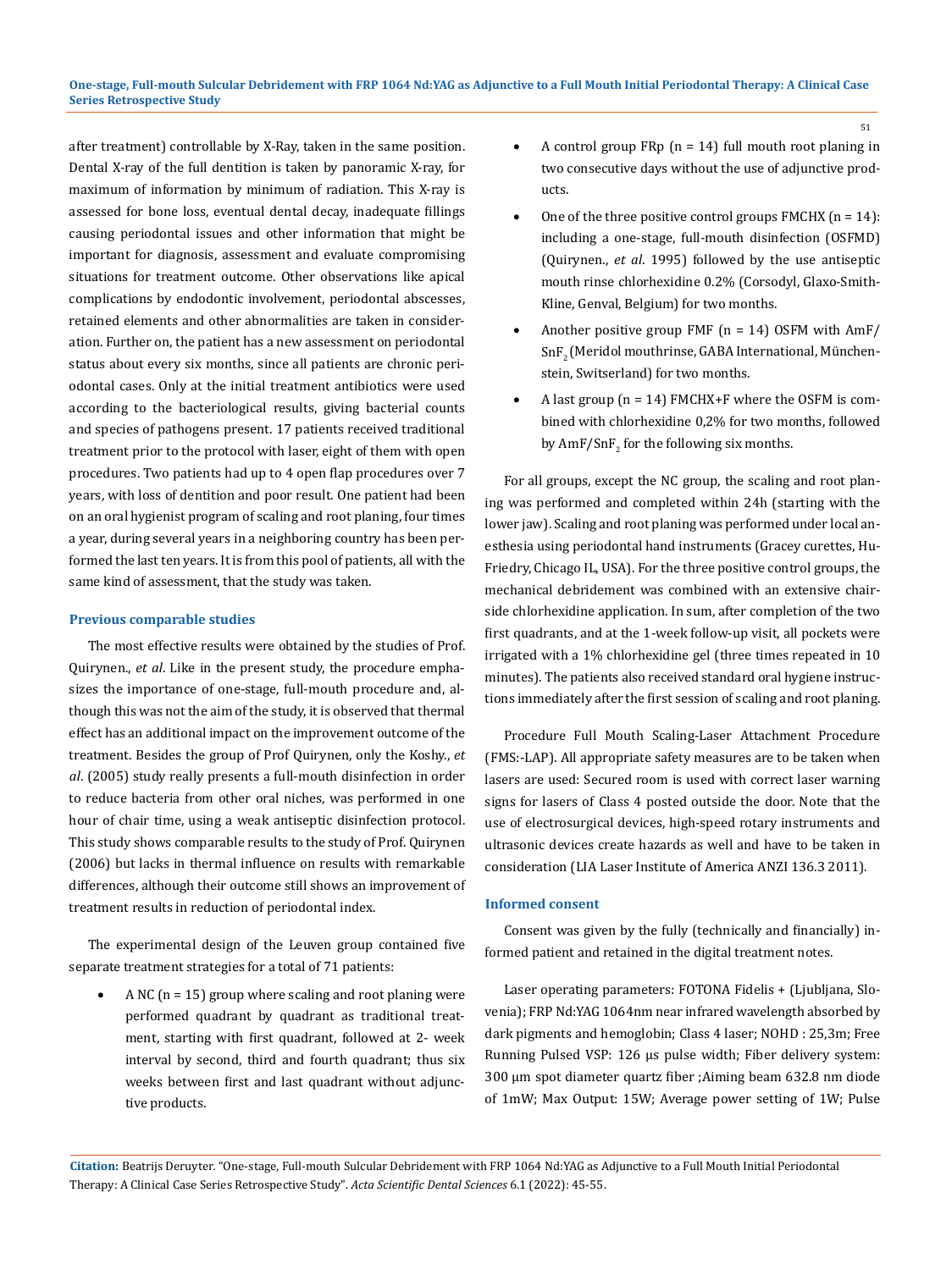after treatment) controllable by X-Ray, taken in the same position. Dental X-ray of the full dentition is taken by panoramic X-ray, for maximum of information by minimum of radiation. This X-ray is assessed for bone loss, eventual dental decay, inadequate fillings causing periodontal issues and other information that might be important for diagnosis, assessment and evaluate compromising situations for treatment outcome. Other observations like apical complications by endodontic involvement, periodontal abscesses, retained elements and other abnormalities are taken in consideration. Further on, the patient has a new assessment on periodontal status about every six months, since all patients are chronic periodontal cases. Only at the initial treatment antibiotics were used according to the bacteriological results, giving bacterial counts and species of pathogens present. 17 patients received traditional treatment prior to the protocol with laser, eight of them with open procedures. Two patients had up to 4 open flap procedures over 7 years, with loss of dentition and poor result. One patient had been on an oral hygienist program of scaling and root planing, four times a year, during several years in a neighboring country has been performed the last ten years. It is from this pool of patients, all with the same kind of assessment, that the study was taken.

### Previous comparable studies

The most effective results were obtained by the studies of Prof. Quirynen., *et al*. Like in the present study, the procedure emphasizes the importance of one-stage, full-mouth procedure and, although this was not the aim of the study, it is observed that thermal effect has an additional impact on the improvement outcome of the treatment. Besides the group of Prof Quirynen, only the Koshy., *et al*. (2005) study really presents a full-mouth disinfection in order to reduce bacteria from other oral niches, was performed in one hour of chair time, using a weak antiseptic disinfection protocol. This study shows comparable results to the study of Prof. Quirynen (2006) but lacks in thermal influence on results with remarkable differences, although their outcome still shows an improvement of treatment results in reduction of periodontal index.

The experimental design of the Leuven group contained five separate treatment strategies for a total of 71 patients:

- A NC (n = 15) group where scaling and root planing were performed quadrant by quadrant as traditional treatment, starting with first quadrant, followed at 2- week interval by second, third and fourth quadrant; thus six weeks between first and last quadrant without adjunctive products.
- A control group FRp (n = 14) full mouth root planing in two consecutive days without the use of adjunctive products.
- One of the three positive control groups FMCHX (n = 14): including a one-stage, full-mouth disinfection (OSFMD) (Quirynen., *et al*. 1995) followed by the use antiseptic mouth rinse chlorhexidine 0.2% (Corsodyl, Glaxo-Smith-Kline, Genval, Belgium) for two months.
- Another positive group FMF (n = 14) OSFM with AmF/$SnF_2$ (Meridol mouthrinse, GABA International, Münchenstein, Switzerland) for two months.
- A last group (n = 14) FMCHX+F where the OSFM is combined with chlorhexidine 0,2% for two months, followed by AmF/$SnF_2$ for the following six months.

For all groups, except the NC group, the scaling and root planing was performed and completed within 24h (starting with the lower jaw). Scaling and root planing was performed under local anesthesia using periodontal hand instruments (Gracey curettes, Hu-Friedry, Chicago IL, USA). For the three positive control groups, the mechanical debridement was combined with an extensive chairside chlorhexidine application. In sum, after completion of the two first quadrants, and at the 1-week follow-up visit, all pockets were irrigated with a 1% chlorhexidine gel (three times repeated in 10 minutes). The patients also received standard oral hygiene instructions immediately after the first session of scaling and root planing.

Procedure Full Mouth Scaling-Laser Attachment Procedure (FMS:-LAP). All appropriate safety measures are to be taken when lasers are used: Secured room is used with correct laser warning signs for lasers of Class 4 posted outside the door. Note that the use of electrosurgical devices, high-speed rotary instruments and ultrasonic devices create hazards as well and have to be taken in consideration (LIA Laser Institute of America ANZI 136.3 2011).

### Informed consent

Consent was given by the fully (technically and financially) informed patient and retained in the digital treatment notes.

Laser operating parameters: FOTONA Fidelis + (Ljubljana, Slovenia); FRP Nd:YAG 1064nm near infrared wavelength absorbed by dark pigments and hemoglobin; Class 4 laser; NOHD : 25,3m; Free Running Pulsed VSP: 126 µs pulse width; Fiber delivery system: 300 µm spot diameter quartz fiber ;Aiming beam 632.8 nm diode of 1mW; Max Output: 15W; Average power setting of 1W; Pulse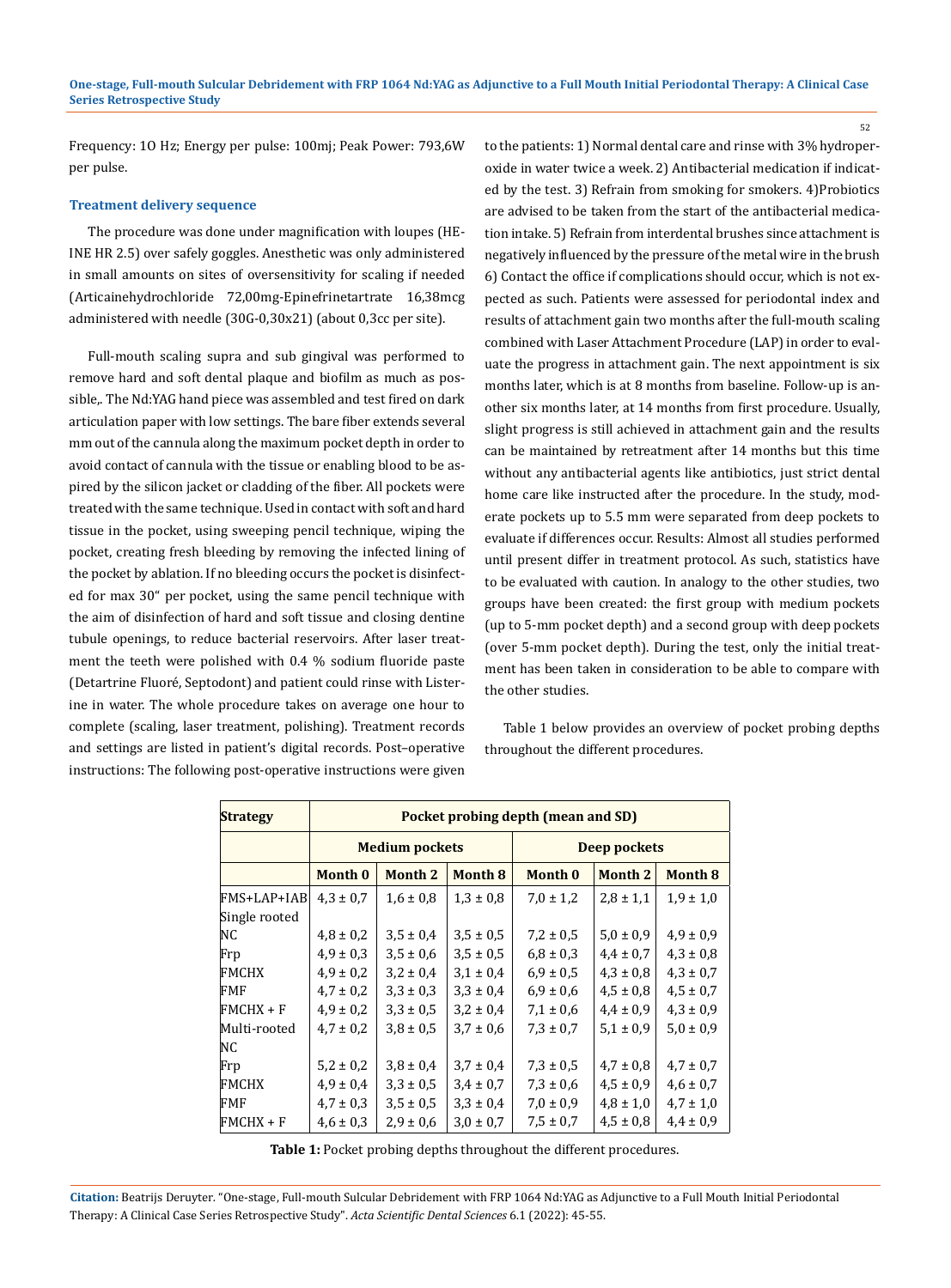Frequency: 1O Hz; Energy per pulse: 100mj; Peak Power: 793,6W per pulse.

### Treatment delivery sequence

The procedure was done under magnification with loupes (HEINE HR 2.5) over safely goggles. Anesthetic was only administered in small amounts on sites of oversensitivity for scaling if needed (Articainehydrochloride 72,00mg-Epinefrinetartrate 16,38mcg administered with needle (30G-0,30x21) (about 0,3cc per site).

Full-mouth scaling supra and sub gingival was performed to remove hard and soft dental plaque and biofilm as much as possible,. The Nd:YAG hand piece was assembled and test fired on dark articulation paper with low settings. The bare fiber extends several mm out of the cannula along the maximum pocket depth in order to avoid contact of cannula with the tissue or enabling blood to be aspired by the silicon jacket or cladding of the fiber. All pockets were treated with the same technique. Used in contact with soft and hard tissue in the pocket, using sweeping pencil technique, wiping the pocket, creating fresh bleeding by removing the infected lining of the pocket by ablation. If no bleeding occurs the pocket is disinfected for max 30" per pocket, using the same pencil technique with the aim of disinfection of hard and soft tissue and closing dentine tubule openings, to reduce bacterial reservoirs. After laser treatment the teeth were polished with 0.4 % sodium fluoride paste (Detartrine Fluoré, Septodont) and patient could rinse with Listerine in water. The whole procedure takes on average one hour to complete (scaling, laser treatment, polishing). Treatment records and settings are listed in patient's digital records. Post–operative instructions: The following post-operative instructions were given to the patients: 1) Normal dental care and rinse with 3% hydroperoxide in water twice a week. 2) Antibacterial medication if indicated by the test. 3) Refrain from smoking for smokers. 4)Probiotics are advised to be taken from the start of the antibacterial medication intake. 5) Refrain from interdental brushes since attachment is negatively influenced by the pressure of the metal wire in the brush 6) Contact the office if complications should occur, which is not expected as such. Patients were assessed for periodontal index and results of attachment gain two months after the full-mouth scaling combined with Laser Attachment Procedure (LAP) in order to evaluate the progress in attachment gain. The next appointment is six months later, which is at 8 months from baseline. Follow-up is another six months later, at 14 months from first procedure. Usually, slight progress is still achieved in attachment gain and the results can be maintained by retreatment after 14 months but this time without any antibacterial agents like antibiotics, just strict dental home care like instructed after the procedure. In the study, moderate pockets up to 5.5 mm were separated from deep pockets to evaluate if differences occur. Results: Almost all studies performed until present differ in treatment protocol. As such, statistics have to be evaluated with caution. In analogy to the other studies, two groups have been created: the first group with medium pockets (up to 5-mm pocket depth) and a second group with deep pockets (over 5-mm pocket depth). During the test, only the initial treatment has been taken in consideration to be able to compare with the other studies.

Table 1 below provides an overview of pocket probing depths throughout the different procedures.

| **Strategy** | **Pocket probing depth (mean and SD)** | | | | | |
|---|---|---|---|---|---|---|
| | **Medium pockets** | | | **Deep pockets** | | |
| | **Month 0** | **Month 2** | **Month 8** | **Month 0** | **Month 2** | **Month 8** |
| FMS+LAP+IAB | 4,3 ± 0,7 | 1,6 ± 0,8 | 1,3 ± 0,8 | 7,0 ± 1,2 | 2,8 ± 1,1 | 1,9 ± 1,0 |
| Single rooted | | | | | | |
| NC | 4,8 ± 0,2 | 3,5 ± 0,4 | 3,5 ± 0,5 | 7,2 ± 0,5 | 5,0 ± 0,9 | 4,9 ± 0,9 |
| Frp | 4,9 ± 0,3 | 3,5 ± 0,6 | 3,5 ± 0,5 | 6,8 ± 0,3 | 4,4 ± 0,7 | 4,3 ± 0,8 |
| FMCHX | 4,9 ± 0,2 | 3,2 ± 0,4 | 3,1 ± 0,4 | 6,9 ± 0,5 | 4,3 ± 0,8 | 4,3 ± 0,7 |
| FMF | 4,7 ± 0,2 | 3,3 ± 0,3 | 3,3 ± 0,4 | 6,9 ± 0,6 | 4,5 ± 0,8 | 4,5 ± 0,7 |
| FMCHX + F | 4,9 ± 0,2 | 3,3 ± 0,5 | 3,2 ± 0,4 | 7,1 ± 0,6 | 4,4 ± 0,9 | 4,3 ± 0,9 |
| Multi-rooted | 4,7 ± 0,2 | 3,8 ± 0,5 | 3,7 ± 0,6 | 7,3 ± 0,7 | 5,1 ± 0,9 | 5,0 ± 0,9 |
| NC | | | | | | |
| Frp | 5,2 ± 0,2 | 3,8 ± 0,4 | 3,7 ± 0,4 | 7,3 ± 0,5 | 4,7 ± 0,8 | 4,7 ± 0,7 |
| FMCHX | 4,9 ± 0,4 | 3,3 ± 0,5 | 3,4 ± 0,7 | 7,3 ± 0,6 | 4,5 ± 0,9 | 4,6 ± 0,7 |
| FMF | 4,7 ± 0,3 | 3,5 ± 0,5 | 3,3 ± 0,4 | 7,0 ± 0,9 | 4,8 ± 1,0 | 4,7 ± 1,0 |
| FMCHX + F | 4,6 ± 0,3 | 2,9 ± 0,6 | 3,0 ± 0,7 | 7,5 ± 0,7 | 4,5 ± 0,8 | 4,4 ± 0,9 |

**Table 1:** Pocket probing depths throughout the different procedures.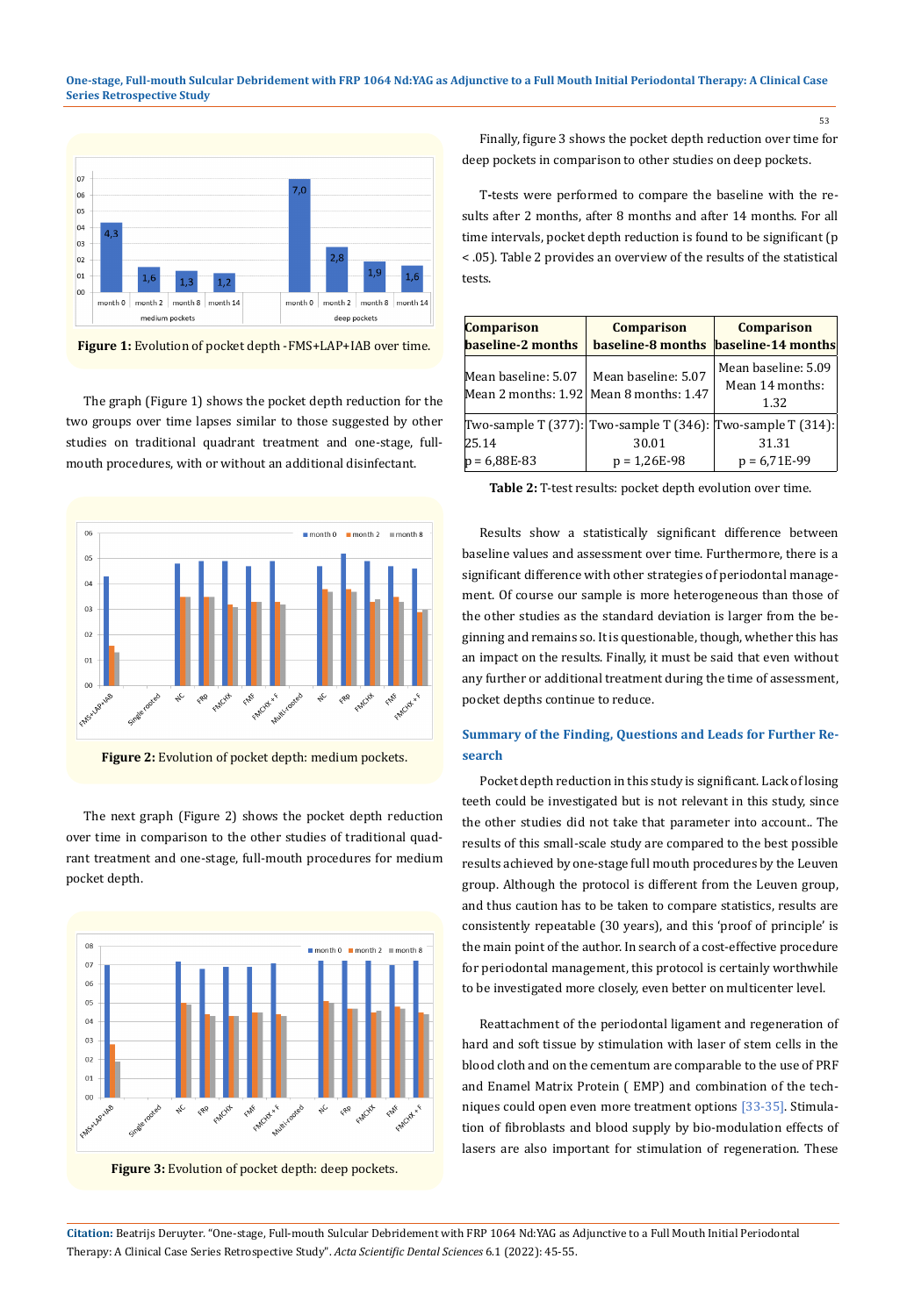**Figure 1:** Evolution of pocket depth -FMS+LAP+IAB over time.

The graph (Figure 1) shows the pocket depth reduction for the two groups over time lapses similar to those suggested by other studies on traditional quadrant treatment and one-stage, full-mouth procedures, with or without an additional disinfectant.

**Figure 2:** Evolution of pocket depth: medium pockets.

The next graph (Figure 2) shows the pocket depth reduction over time in comparison to the other studies of traditional quadrant treatment and one-stage, full-mouth procedures for medium pocket depth.

**Figure 3:** Evolution of pocket depth: deep pockets.

Finally, figure 3 shows the pocket depth reduction over time for deep pockets in comparison to other studies on deep pockets.

T-tests were performed to compare the baseline with the results after 2 months, after 8 months and after 14 months. For all time intervals, pocket depth reduction is found to be significant (p < .05). Table 2 provides an overview of the results of the statistical tests.

| Comparison baseline-2 months | Comparison baseline-8 months | Comparison baseline-14 months |
|---|---|---|
| Mean baseline: 5.07 Mean 2 months: 1.92 | Mean baseline: 5.07 Mean 8 months: 1.47 | Mean baseline: 5.09 Mean 14 months: 1.32 |
| Two-sample T (377): 25.14 p = 6,88E-83 | Two-sample T (346): 30.01 p = 1,26E-98 | Two-sample T (314): 31.31 p = 6,71E-99 |

**Table 2:** T-test results: pocket depth evolution over time.

Results show a statistically significant difference between baseline values and assessment over time. Furthermore, there is a significant difference with other strategies of periodontal management. Of course our sample is more heterogeneous than those of the other studies as the standard deviation is larger from the beginning and remains so. It is questionable, though, whether this has an impact on the results. Finally, it must be said that even without any further or additional treatment during the time of assessment, pocket depths continue to reduce.

## Summary of the Finding, Questions and Leads for Further Research

Pocket depth reduction in this study is significant. Lack of losing teeth could be investigated but is not relevant in this study, since the other studies did not take that parameter into account.. The results of this small-scale study are compared to the best possible results achieved by one-stage full mouth procedures by the Leuven group. Although the protocol is different from the Leuven group, and thus caution has to be taken to compare statistics, results are consistently repeatable (30 years), and this 'proof of principle' is the main point of the author. In search of a cost-effective procedure for periodontal management, this protocol is certainly worthwhile to be investigated more closely, even better on multicenter level.

Reattachment of the periodontal ligament and regeneration of hard and soft tissue by stimulation with laser of stem cells in the blood cloth and on the cementum are comparable to the use of PRF and Enamel Matrix Protein ( EMP) and combination of the techniques could open even more treatment options [33-35]. Stimulation of fibroblasts and blood supply by bio-modulation effects of lasers are also important for stimulation of regeneration. These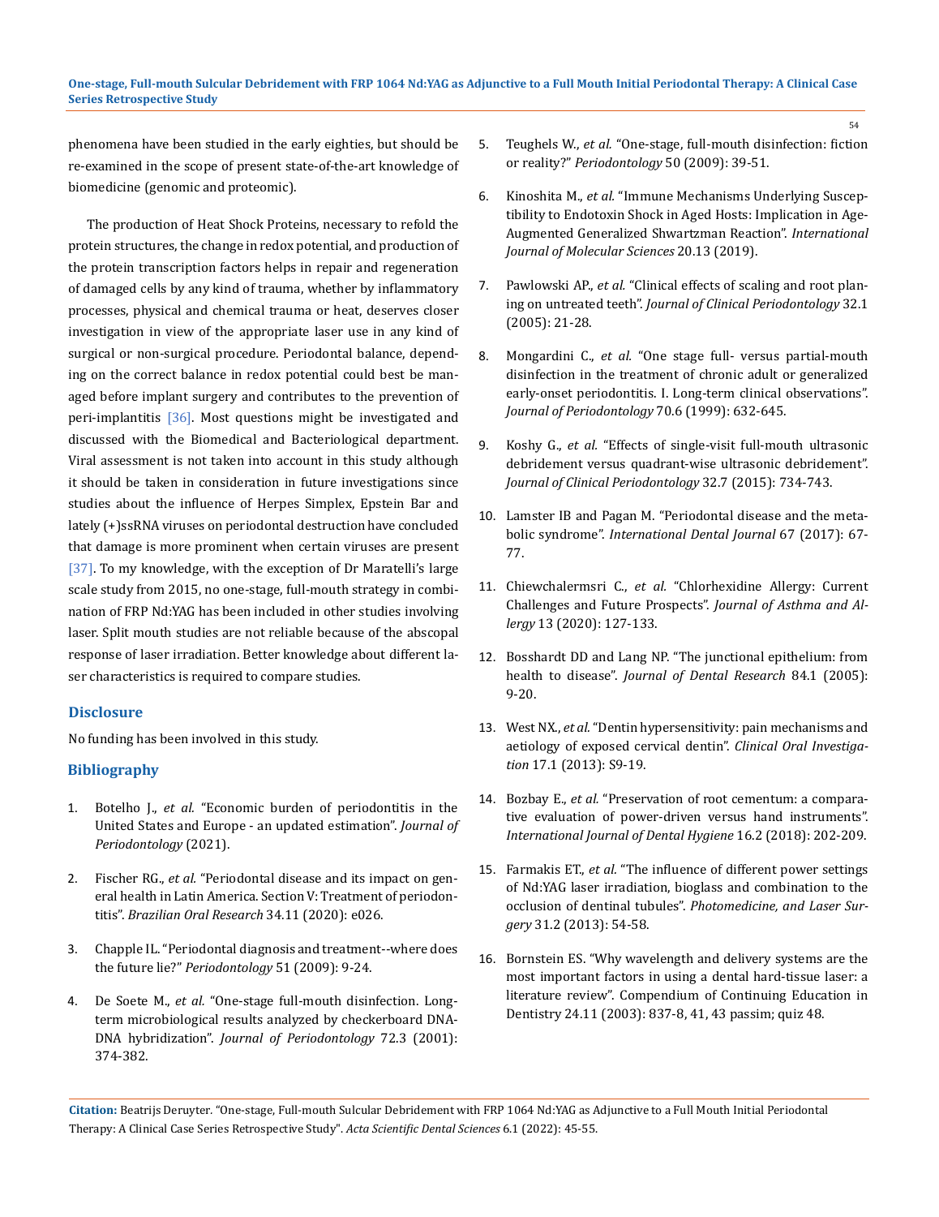phenomena have been studied in the early eighties, but should be re-examined in the scope of present state-of-the-art knowledge of biomedicine (genomic and proteomic).

The production of Heat Shock Proteins, necessary to refold the protein structures, the change in redox potential, and production of the protein transcription factors helps in repair and regeneration of damaged cells by any kind of trauma, whether by inflammatory processes, physical and chemical trauma or heat, deserves closer investigation in view of the appropriate laser use in any kind of surgical or non-surgical procedure. Periodontal balance, depending on the correct balance in redox potential could best be managed before implant surgery and contributes to the prevention of peri-implantitis [36]. Most questions might be investigated and discussed with the Biomedical and Bacteriological department. Viral assessment is not taken into account in this study although it should be taken in consideration in future investigations since studies about the influence of Herpes Simplex, Epstein Bar and lately (+)ssRNA viruses on periodontal destruction have concluded that damage is more prominent when certain viruses are present [37]. To my knowledge, with the exception of Dr Maratelli's large scale study from 2015, no one-stage, full-mouth strategy in combination of FRP Nd:YAG has been included in other studies involving laser. Split mouth studies are not reliable because of the abscopal response of laser irradiation. Better knowledge about different laser characteristics is required to compare studies.

## Disclosure

No funding has been involved in this study.

## Bibliography

1. Botelho J., *et al.* "Economic burden of periodontitis in the United States and Europe - an updated estimation". *Journal of Periodontology* (2021).
2. Fischer RG., *et al.* "Periodontal disease and its impact on general health in Latin America. Section V: Treatment of periodontitis". *Brazilian Oral Research* 34.11 (2020): e026.
3. Chapple IL. "Periodontal diagnosis and treatment--where does the future lie?" *Periodontology* 51 (2009): 9-24.
4. De Soete M., *et al.* "One-stage full-mouth disinfection. Long-term microbiological results analyzed by checkerboard DNA-DNA hybridization". *Journal of Periodontology* 72.3 (2001): 374-382.
5. Teughels W., *et al.* "One-stage, full-mouth disinfection: fiction or reality?" *Periodontology* 50 (2009): 39-51.
6. Kinoshita M., *et al.* "Immune Mechanisms Underlying Susceptibility to Endotoxin Shock in Aged Hosts: Implication in Age-Augmented Generalized Shwartzman Reaction". *International Journal of Molecular Sciences* 20.13 (2019).
7. Pawlowski AP., *et al.* "Clinical effects of scaling and root planing on untreated teeth". *Journal of Clinical Periodontology* 32.1 (2005): 21-28.
8. Mongardini C., *et al.* "One stage full- versus partial-mouth disinfection in the treatment of chronic adult or generalized early-onset periodontitis. I. Long-term clinical observations". *Journal of Periodontology* 70.6 (1999): 632-645.
9. Koshy G., *et al.* "Effects of single-visit full-mouth ultrasonic debridement versus quadrant-wise ultrasonic debridement". *Journal of Clinical Periodontology* 32.7 (2015): 734-743.
10. Lamster IB and Pagan M. "Periodontal disease and the metabolic syndrome". *International Dental Journal* 67 (2017): 67-77.
11. Chiewchalermsri C., *et al.* "Chlorhexidine Allergy: Current Challenges and Future Prospects". *Journal of Asthma and Allergy* 13 (2020): 127-133.
12. Bosshardt DD and Lang NP. "The junctional epithelium: from health to disease". *Journal of Dental Research* 84.1 (2005): 9-20.
13. West NX., *et al.* "Dentin hypersensitivity: pain mechanisms and aetiology of exposed cervical dentin". *Clinical Oral Investigation* 17.1 (2013): S9-19.
14. Bozbay E., *et al.* "Preservation of root cementum: a comparative evaluation of power-driven versus hand instruments". *International Journal of Dental Hygiene* 16.2 (2018): 202-209.
15. Farmakis ET., *et al.* "The influence of different power settings of Nd:YAG laser irradiation, bioglass and combination to the occlusion of dentinal tubules". *Photomedicine, and Laser Surgery* 31.2 (2013): 54-58.
16. Bornstein ES. "Why wavelength and delivery systems are the most important factors in using a dental hard-tissue laser: a literature review". Compendium of Continuing Education in Dentistry 24.11 (2003): 837-8, 41, 43 passim; quiz 48.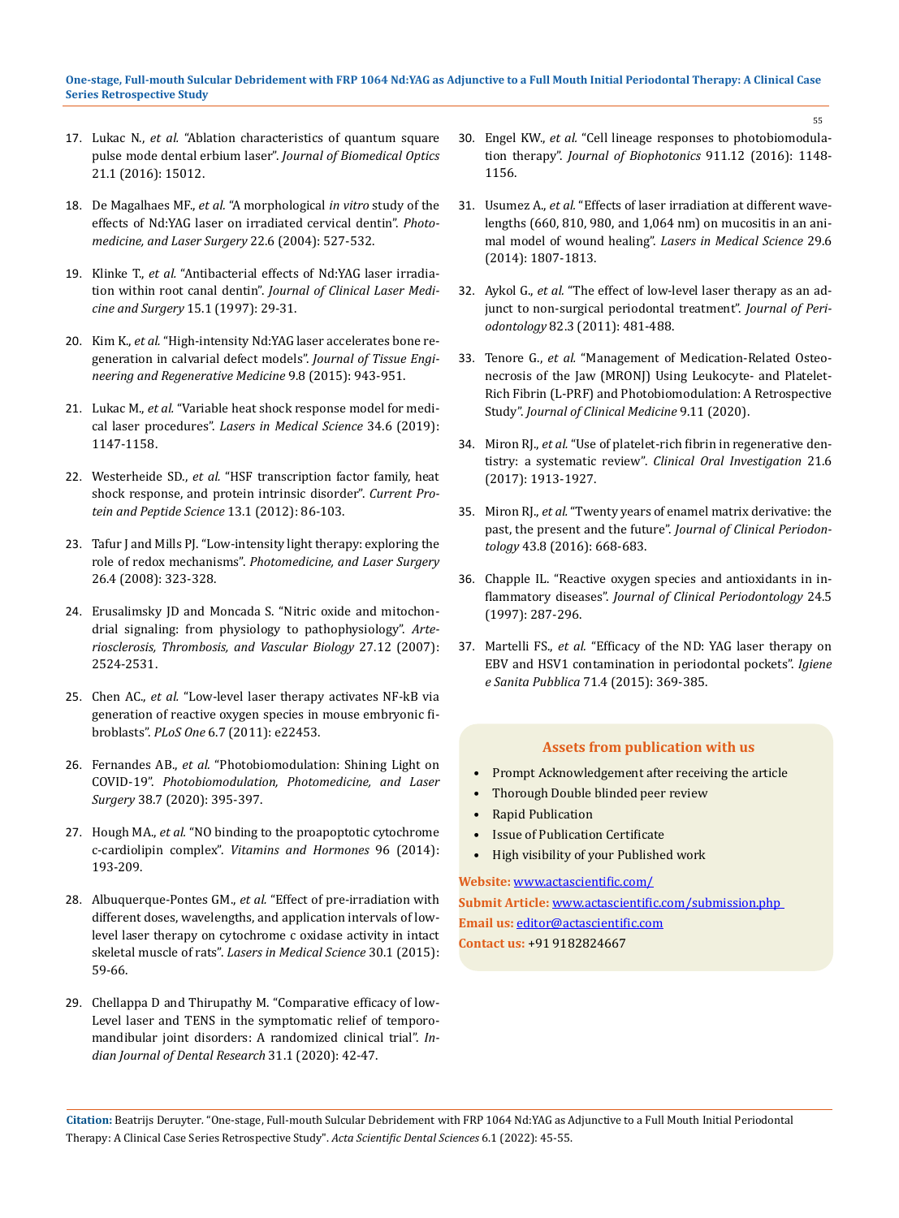17. Lukac N., *et al.* "Ablation characteristics of quantum square pulse mode dental erbium laser". *Journal of Biomedical Optics* 21.1 (2016): 15012.

18. De Magalhaes MF., *et al.* "A morphological *in vitro* study of the effects of Nd:YAG laser on irradiated cervical dentin". *Photomedicine, and Laser Surgery* 22.6 (2004): 527-532.

19. Klinke T., *et al.* "Antibacterial effects of Nd:YAG laser irradiation within root canal dentin". *Journal of Clinical Laser Medicine and Surgery* 15.1 (1997): 29-31.

20. Kim K., *et al.* "High-intensity Nd:YAG laser accelerates bone regeneration in calvarial defect models". *Journal of Tissue Engineering and Regenerative Medicine* 9.8 (2015): 943-951.

21. Lukac M., *et al.* "Variable heat shock response model for medical laser procedures". *Lasers in Medical Science* 34.6 (2019): 1147-1158.

22. Westerheide SD., *et al.* "HSF transcription factor family, heat shock response, and protein intrinsic disorder". *Current Protein and Peptide Science* 13.1 (2012): 86-103.

23. Tafur J and Mills PJ. "Low-intensity light therapy: exploring the role of redox mechanisms". *Photomedicine, and Laser Surgery* 26.4 (2008): 323-328.

24. Erusalimsky JD and Moncada S. "Nitric oxide and mitochondrial signaling: from physiology to pathophysiology". *Arteriosclerosis, Thrombosis, and Vascular Biology* 27.12 (2007): 2524-2531.

25. Chen AC., *et al.* "Low-level laser therapy activates NF-kB via generation of reactive oxygen species in mouse embryonic fibroblasts". *PLoS One* 6.7 (2011): e22453.

26. Fernandes AB., *et al.* "Photobiomodulation: Shining Light on COVID-19". *Photobiomodulation, Photomedicine, and Laser Surgery* 38.7 (2020): 395-397.

27. Hough MA., *et al.* "NO binding to the proapoptotic cytochrome c-cardiolipin complex". *Vitamins and Hormones* 96 (2014): 193-209.

28. Albuquerque-Pontes GM., *et al.* "Effect of pre-irradiation with different doses, wavelengths, and application intervals of low-level laser therapy on cytochrome c oxidase activity in intact skeletal muscle of rats". *Lasers in Medical Science* 30.1 (2015): 59-66.

29. Chellappa D and Thirupathy M. "Comparative efficacy of low-Level laser and TENS in the symptomatic relief of temporomandibular joint disorders: A randomized clinical trial". *Indian Journal of Dental Research* 31.1 (2020): 42-47.

30. Engel KW., *et al.* "Cell lineage responses to photobiomodulation therapy". *Journal of Biophotonics* 911.12 (2016): 1148-1156.

31. Usumez A., *et al.* "Effects of laser irradiation at different wavelengths (660, 810, 980, and 1,064 nm) on mucositis in an animal model of wound healing". *Lasers in Medical Science* 29.6 (2014): 1807-1813.

32. Aykol G., *et al.* "The effect of low-level laser therapy as an adjunct to non-surgical periodontal treatment". *Journal of Periodontology* 82.3 (2011): 481-488.

33. Tenore G., *et al.* "Management of Medication-Related Osteonecrosis of the Jaw (MRONJ) Using Leukocyte- and Platelet-Rich Fibrin (L-PRF) and Photobiomodulation: A Retrospective Study". *Journal of Clinical Medicine* 9.11 (2020).

34. Miron RJ., *et al.* "Use of platelet-rich fibrin in regenerative dentistry: a systematic review". *Clinical Oral Investigation* 21.6 (2017): 1913-1927.

35. Miron RJ., *et al.* "Twenty years of enamel matrix derivative: the past, the present and the future". *Journal of Clinical Periodontology* 43.8 (2016): 668-683.

36. Chapple IL. "Reactive oxygen species and antioxidants in inflammatory diseases". *Journal of Clinical Periodontology* 24.5 (1997): 287-296.

37. Martelli FS., *et al.* "Efficacy of the ND: YAG laser therapy on EBV and HSV1 contamination in periodontal pockets". *Igiene e Sanita Pubblica* 71.4 (2015): 369-385.

**Assets from publication with us**

- Prompt Acknowledgement after receiving the article
- Thorough Double blinded peer review
- Rapid Publication
- Issue of Publication Certificate
- High visibility of your Published work

**Website:** www.actascientific.com/
**Submit Article:** www.actascientific.com/submission.php
**Email us:** editor@actascientific.com
**Contact us:** +91 9182824667